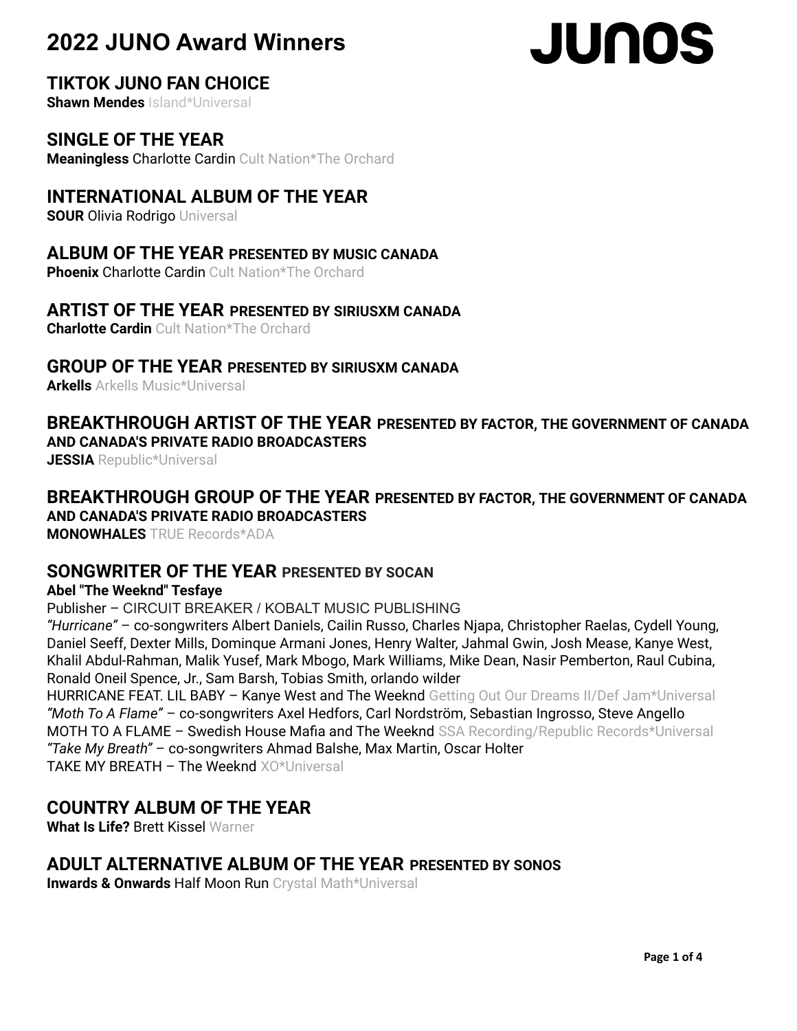# 2022 JUNO Award Winners

JUNOS

## TIKTOK JUNO FAN CHOICE

**Shawn Mendes** Island*Universal

## SINGLE OF THE YEAR

**Meaningless** Charlotte Cardin Cult Nation*The Orchard

## INTERNATIONAL ALBUM OF THE YEAR

**SOUR** Olivia Rodrigo Universal

## ALBUM OF THE YEAR PRESENTED BY MUSIC CANADA

**Phoenix** Charlotte Cardin Cult Nation*The Orchard

## ARTIST OF THE YEAR PRESENTED BY SIRIUSXM CANADA

**Charlotte Cardin** Cult Nation*The Orchard

## GROUP OF THE YEAR PRESENTED BY SIRIUSXM CANADA

**Arkells** Arkells Music*Universal

## BREAKTHROUGH ARTIST OF THE YEAR PRESENTED BY FACTOR, THE GOVERNMENT OF CANADA AND CANADA'S PRIVATE RADIO BROADCASTERS

**JESSIA** Republic*Universal

## BREAKTHROUGH GROUP OF THE YEAR PRESENTED BY FACTOR, THE GOVERNMENT OF CANADA AND CANADA'S PRIVATE RADIO BROADCASTERS

**MONOWHALES** TRUE Records*ADA

## SONGWRITER OF THE YEAR PRESENTED BY SOCAN

**Abel "The Weeknd" Tesfaye**

Publisher – CIRCUIT BREAKER / KOBALT MUSIC PUBLISHING

*"Hurricane"* – co-songwriters Albert Daniels, Cailin Russo, Charles Njapa, Christopher Raelas, Cydell Young, Daniel Seeff, Dexter Mills, Dominque Armani Jones, Henry Walter, Jahmal Gwin, Josh Mease, Kanye West, Khalil Abdul-Rahman, Malik Yusef, Mark Mbogo, Mark Williams, Mike Dean, Nasir Pemberton, Raul Cubina, Ronald Oneil Spence, Jr., Sam Barsh, Tobias Smith, orlando wilder

HURRICANE FEAT. LIL BABY – Kanye West and The Weeknd Getting Out Our Dreams II/Def Jam*Universal

*"Moth To A Flame"* – co-songwriters Axel Hedfors, Carl Nordström, Sebastian Ingrosso, Steve Angello

MOTH TO A FLAME – Swedish House Mafia and The Weeknd SSA Recording/Republic Records*Universal

*"Take My Breath"* – co-songwriters Ahmad Balshe, Max Martin, Oscar Holter

TAKE MY BREATH – The Weeknd XO*Universal

## COUNTRY ALBUM OF THE YEAR

**What Is Life?** Brett Kissel Warner

## ADULT ALTERNATIVE ALBUM OF THE YEAR PRESENTED BY SONOS

**Inwards & Onwards** Half Moon Run Crystal Math*Universal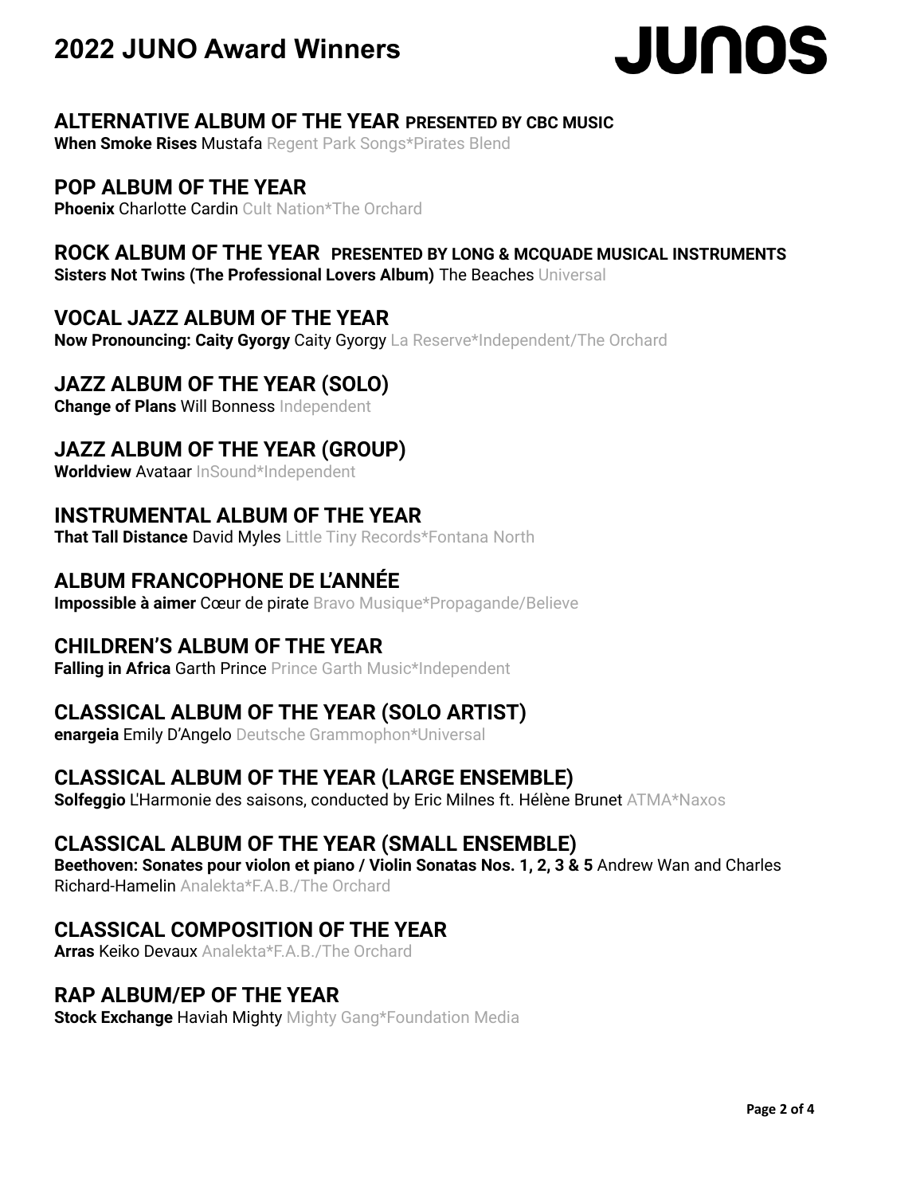# 2022 JUNO Award Winners

JUNOS

## ALTERNATIVE ALBUM OF THE YEAR PRESENTED BY CBC MUSIC
**When Smoke Rises** Mustafa Regent Park Songs*Pirates Blend

## POP ALBUM OF THE YEAR
**Phoenix** Charlotte Cardin Cult Nation*The Orchard

## ROCK ALBUM OF THE YEAR PRESENTED BY LONG & MCQUADE MUSICAL INSTRUMENTS
**Sisters Not Twins (The Professional Lovers Album)** The Beaches Universal

## VOCAL JAZZ ALBUM OF THE YEAR
**Now Pronouncing: Caity Gyorgy** Caity Gyorgy La Reserve*Independent/The Orchard

## JAZZ ALBUM OF THE YEAR (SOLO)
**Change of Plans** Will Bonness Independent

## JAZZ ALBUM OF THE YEAR (GROUP)
**Worldview** Avataar InSound*Independent

## INSTRUMENTAL ALBUM OF THE YEAR
**That Tall Distance** David Myles Little Tiny Records*Fontana North

## ALBUM FRANCOPHONE DE L'ANNÉE
**Impossible à aimer** Cœur de pirate Bravo Musique*Propagande/Believe

## CHILDREN'S ALBUM OF THE YEAR
**Falling in Africa** Garth Prince Prince Garth Music*Independent

## CLASSICAL ALBUM OF THE YEAR (SOLO ARTIST)
**enargeia** Emily D'Angelo Deutsche Grammophon*Universal

## CLASSICAL ALBUM OF THE YEAR (LARGE ENSEMBLE)
**Solfeggio** L'Harmonie des saisons, conducted by Eric Milnes ft. Hélène Brunet ATMA*Naxos

## CLASSICAL ALBUM OF THE YEAR (SMALL ENSEMBLE)
**Beethoven: Sonates pour violon et piano / Violin Sonatas Nos. 1, 2, 3 & 5** Andrew Wan and Charles Richard-Hamelin Analekta*F.A.B./The Orchard

## CLASSICAL COMPOSITION OF THE YEAR
**Arras** Keiko Devaux Analekta*F.A.B./The Orchard

## RAP ALBUM/EP OF THE YEAR
**Stock Exchange** Haviah Mighty Mighty Gang*Foundation Media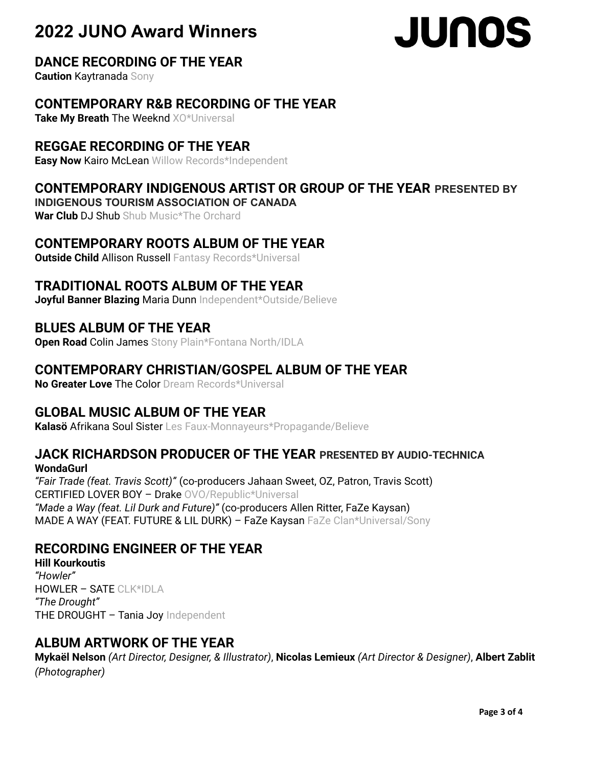# 2022 JUNO Award Winners

JUNOS

## DANCE RECORDING OF THE YEAR

**Caution** Kaytranada Sony

## CONTEMPORARY R&B RECORDING OF THE YEAR

**Take My Breath** The Weeknd XO*Universal

## REGGAE RECORDING OF THE YEAR

**Easy Now** Kairo McLean Willow Records*Independent

## CONTEMPORARY INDIGENOUS ARTIST OR GROUP OF THE YEAR PRESENTED BY INDIGENOUS TOURISM ASSOCIATION OF CANADA

**War Club** DJ Shub Shub Music*The Orchard

## CONTEMPORARY ROOTS ALBUM OF THE YEAR

**Outside Child** Allison Russell Fantasy Records*Universal

## TRADITIONAL ROOTS ALBUM OF THE YEAR

**Joyful Banner Blazing** Maria Dunn Independent*Outside/Believe

## BLUES ALBUM OF THE YEAR

**Open Road** Colin James Stony Plain*Fontana North/IDLA

## CONTEMPORARY CHRISTIAN/GOSPEL ALBUM OF THE YEAR

**No Greater Love** The Color Dream Records*Universal

## GLOBAL MUSIC ALBUM OF THE YEAR

**Kalasö** Afrikana Soul Sister Les Faux-Monnayeurs*Propagande/Believe

## JACK RICHARDSON PRODUCER OF THE YEAR PRESENTED BY AUDIO-TECHNICA

**WondaGurl**
*"Fair Trade (feat. Travis Scott)"* (co-producers Jahaan Sweet, OZ, Patron, Travis Scott)
CERTIFIED LOVER BOY – Drake OVO/Republic*Universal
*"Made a Way (feat. Lil Durk and Future)"* (co-producers Allen Ritter, FaZe Kaysan)
MADE A WAY (FEAT. FUTURE & LIL DURK) – FaZe Kaysan FaZe Clan*Universal/Sony

## RECORDING ENGINEER OF THE YEAR

**Hill Kourkoutis**
*"Howler"*
HOWLER – SATE CLK*IDLA
*"The Drought"*
THE DROUGHT – Tania Joy Independent

## ALBUM ARTWORK OF THE YEAR

**Mykaël Nelson** *(Art Director, Designer, & Illustrator)*, **Nicolas Lemieux** *(Art Director & Designer)*, **Albert Zablit** *(Photographer)*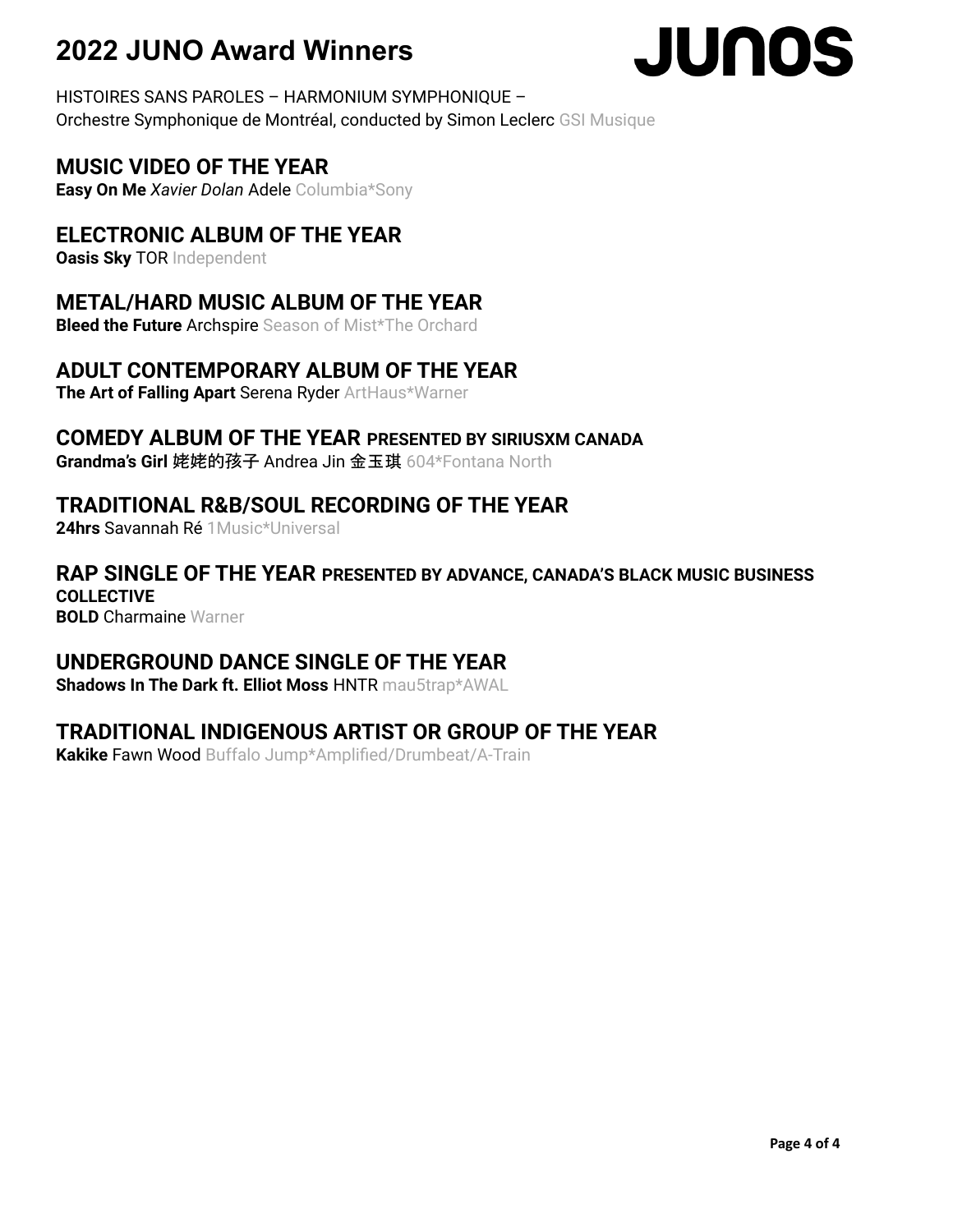# 2022 JUNO Award Winners

HISTOIRES SANS PAROLES – HARMONIUM SYMPHONIQUE – Orchestre Symphonique de Montréal, conducted by Simon Leclerc GSI Musique

## MUSIC VIDEO OF THE YEAR

**Easy On Me** *Xavier Dolan* Adele Columbia*Sony

## ELECTRONIC ALBUM OF THE YEAR

**Oasis Sky** TOR Independent

## METAL/HARD MUSIC ALBUM OF THE YEAR

**Bleed the Future** Archspire Season of Mist*The Orchard

## ADULT CONTEMPORARY ALBUM OF THE YEAR

**The Art of Falling Apart** Serena Ryder ArtHaus*Warner

## COMEDY ALBUM OF THE YEAR PRESENTED BY SIRIUSXM CANADA

**Grandma's Girl** 姥姥的孩子 Andrea Jin 金玉琪 604*Fontana North

## TRADITIONAL R&B/SOUL RECORDING OF THE YEAR

**24hrs** Savannah Ré 1Music*Universal

## RAP SINGLE OF THE YEAR PRESENTED BY ADVANCE, CANADA'S BLACK MUSIC BUSINESS COLLECTIVE

**BOLD** Charmaine Warner

## UNDERGROUND DANCE SINGLE OF THE YEAR

**Shadows In The Dark ft. Elliot Moss** HNTR mau5trap*AWAL

## TRADITIONAL INDIGENOUS ARTIST OR GROUP OF THE YEAR

**Kakike** Fawn Wood Buffalo Jump*Amplified/Drumbeat/A-Train